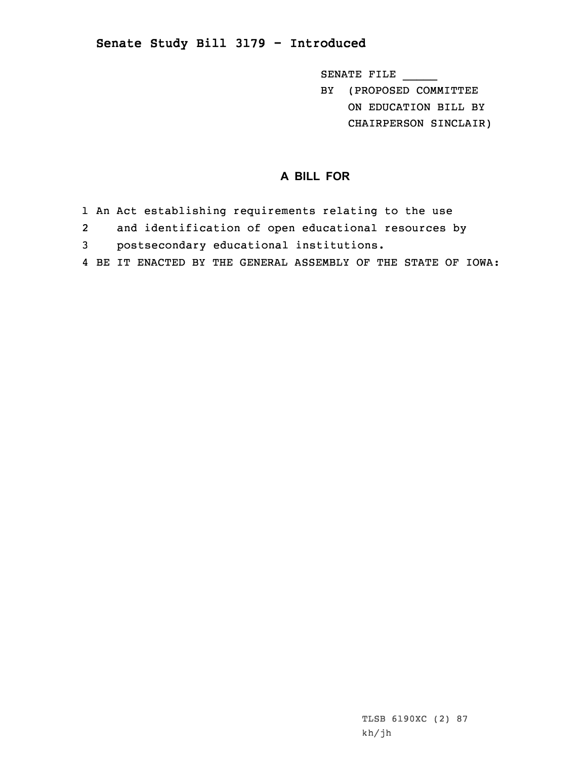## Senate Study Bill 3179 - Introduced

SENATE FILE _____
BY (PROPOSED COMMITTEE ON EDUCATION BILL BY CHAIRPERSON SINCLAIR)

### A BILL FOR

1 An Act establishing requirements relating to the use
2 and identification of open educational resources by
3 postsecondary educational institutions.
4 BE IT ENACTED BY THE GENERAL ASSEMBLY OF THE STATE OF IOWA:

TLSB 6190XC (2) 87
kh/jh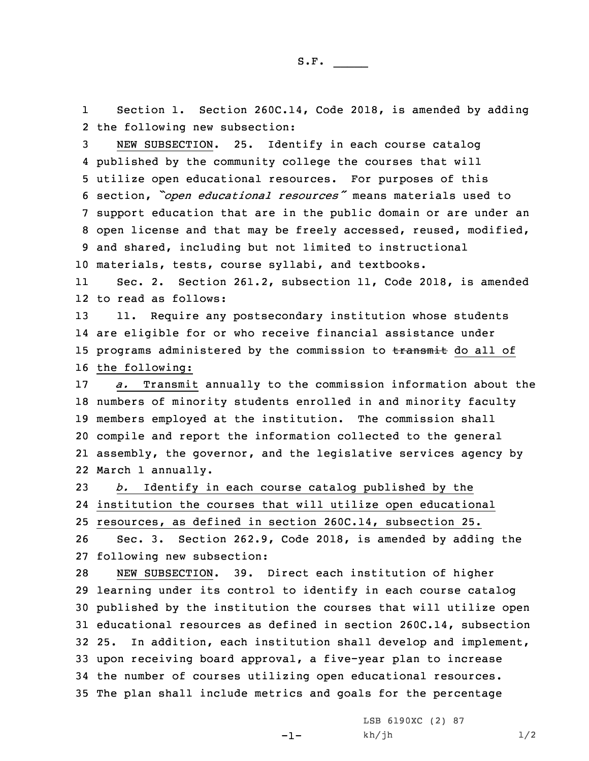S.F. _____

Section 1. Section 260C.14, Code 2018, is amended by adding the following new subsection:

NEW SUBSECTION. 25. Identify in each course catalog published by the community college the courses that will utilize open educational resources. For purposes of this section, *"open educational resources"* means materials used to support education that are in the public domain or are under an open license and that may be freely accessed, reused, modified, and shared, including but not limited to instructional materials, tests, course syllabi, and textbooks.

Sec. 2. Section 261.2, subsection 11, Code 2018, is amended to read as follows:

11. Require any postsecondary institution whose students are eligible for or who receive financial assistance under programs administered by the commission to ~~transmit~~ do all of the following:

*a.* Transmit annually to the commission information about the numbers of minority students enrolled in and minority faculty members employed at the institution. The commission shall compile and report the information collected to the general assembly, the governor, and the legislative services agency by March 1 annually.

*b.* Identify in each course catalog published by the institution the courses that will utilize open educational resources, as defined in section 260C.14, subsection 25.

Sec. 3. Section 262.9, Code 2018, is amended by adding the following new subsection:

NEW SUBSECTION. 39. Direct each institution of higher learning under its control to identify in each course catalog published by the institution the courses that will utilize open educational resources as defined in section 260C.14, subsection 25. In addition, each institution shall develop and implement, upon receiving board approval, a five-year plan to increase the number of courses utilizing open educational resources. The plan shall include metrics and goals for the percentage

LSB 6190XC (2) 87
kh/jh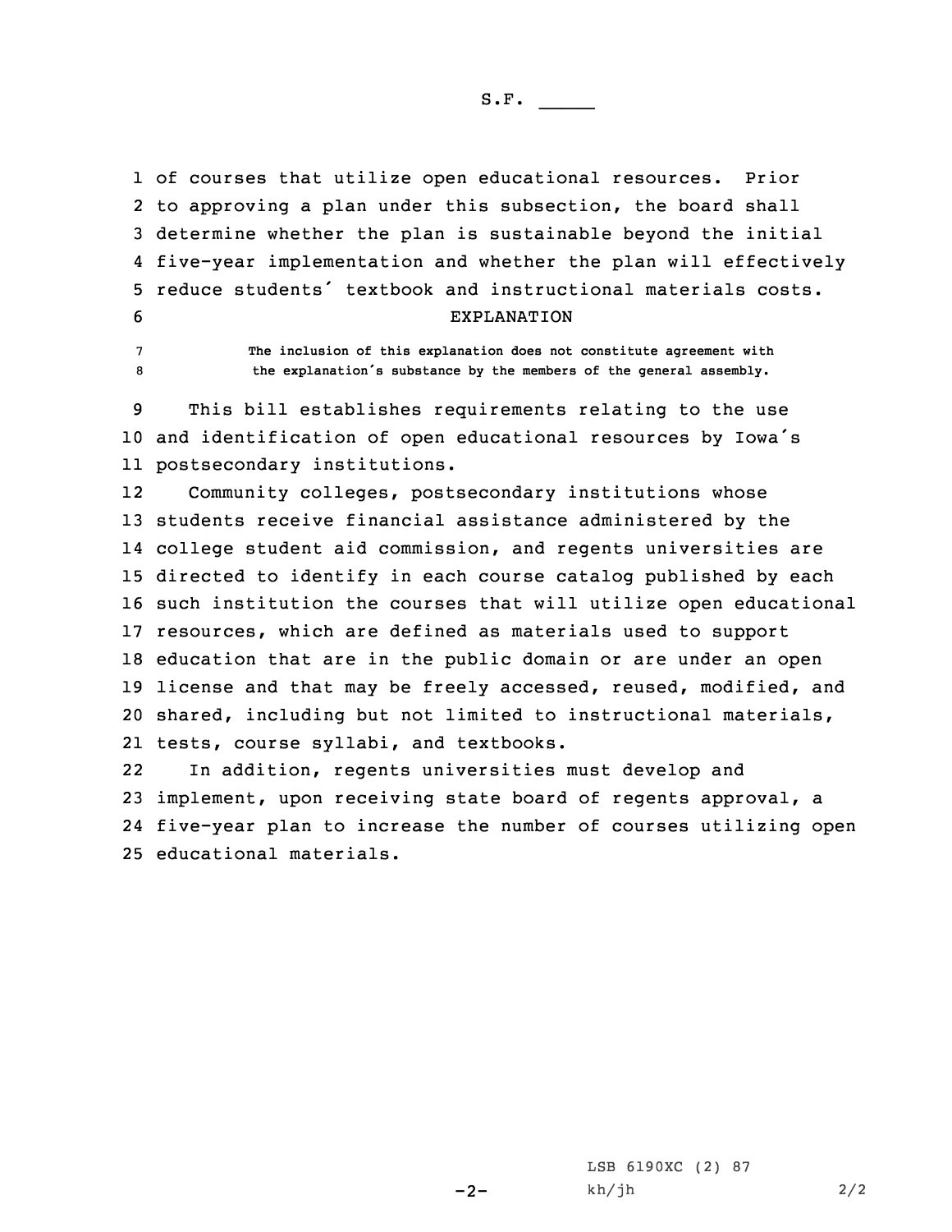of courses that utilize open educational resources. Prior to approving a plan under this subsection, the board shall determine whether the plan is sustainable beyond the initial five-year implementation and whether the plan will effectively reduce students' textbook and instructional materials costs.

## EXPLANATION

The inclusion of this explanation does not constitute agreement with the explanation's substance by the members of the general assembly.

This bill establishes requirements relating to the use and identification of open educational resources by Iowa's postsecondary institutions.

Community colleges, postsecondary institutions whose students receive financial assistance administered by the college student aid commission, and regents universities are directed to identify in each course catalog published by each such institution the courses that will utilize open educational resources, which are defined as materials used to support education that are in the public domain or are under an open license and that may be freely accessed, reused, modified, and shared, including but not limited to instructional materials, tests, course syllabi, and textbooks.

In addition, regents universities must develop and implement, upon receiving state board of regents approval, a five-year plan to increase the number of courses utilizing open educational materials.

LSB 6190XC (2) 87
kh/jh